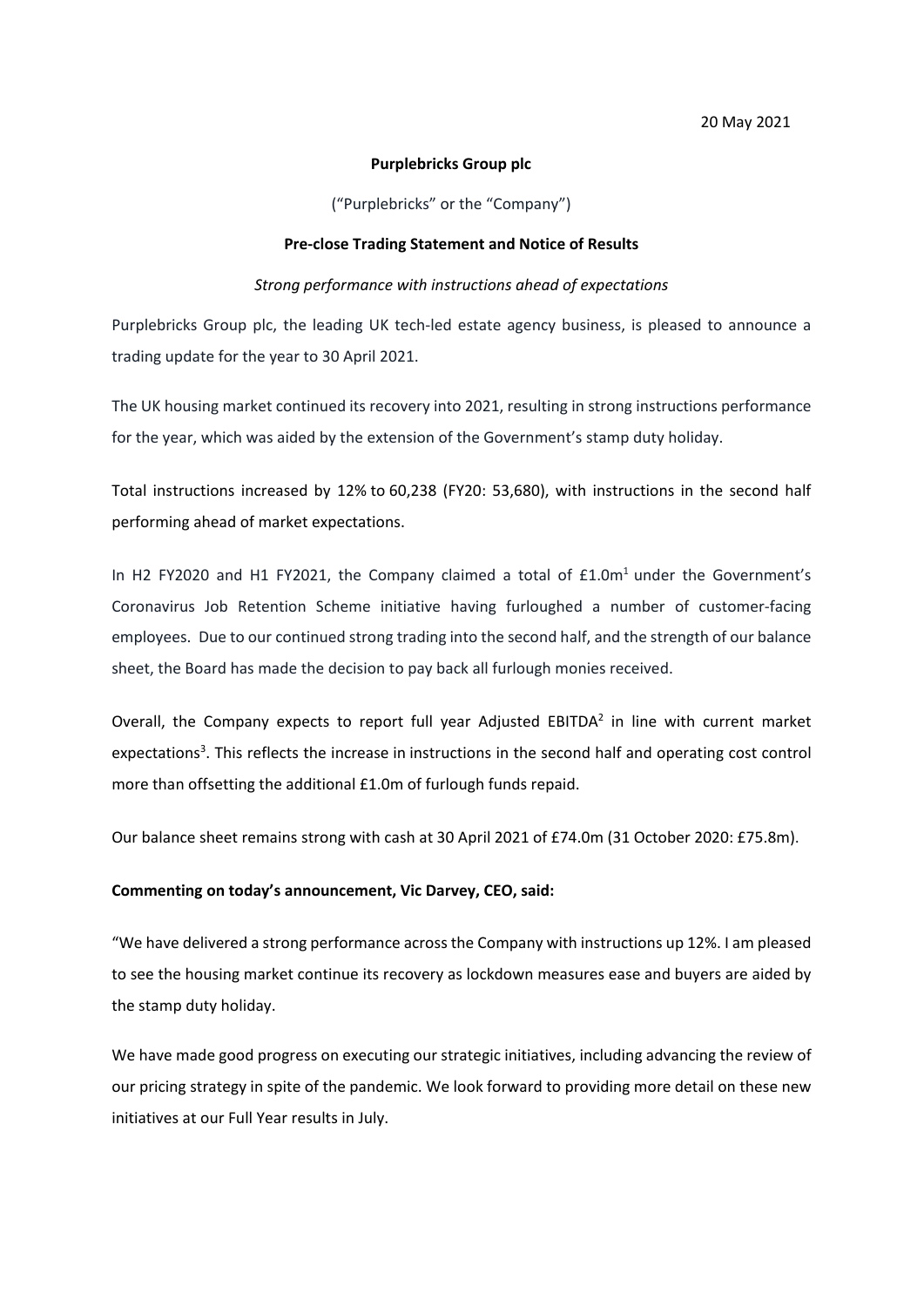20 May 2021

**Purplebricks Group plc**

("Purplebricks" or the "Company")

**Pre-close Trading Statement and Notice of Results**

*Strong performance with instructions ahead of expectations*

Purplebricks Group plc, the leading UK tech-led estate agency business, is pleased to announce a trading update for the year to 30 April 2021.

The UK housing market continued its recovery into 2021, resulting in strong instructions performance for the year, which was aided by the extension of the Government's stamp duty holiday.

Total instructions increased by 12% to 60,238 (FY20: 53,680), with instructions in the second half performing ahead of market expectations.

In H2 FY2020 and H1 FY2021, the Company claimed a total of £1.0m[1] under the Government's Coronavirus Job Retention Scheme initiative having furloughed a number of customer-facing employees. Due to our continued strong trading into the second half, and the strength of our balance sheet, the Board has made the decision to pay back all furlough monies received.

Overall, the Company expects to report full year Adjusted EBITDA[2] in line with current market expectations[3]. This reflects the increase in instructions in the second half and operating cost control more than offsetting the additional £1.0m of furlough funds repaid.

Our balance sheet remains strong with cash at 30 April 2021 of £74.0m (31 October 2020: £75.8m).

**Commenting on today's announcement, Vic Darvey, CEO, said:**

"We have delivered a strong performance across the Company with instructions up 12%. I am pleased to see the housing market continue its recovery as lockdown measures ease and buyers are aided by the stamp duty holiday.

We have made good progress on executing our strategic initiatives, including advancing the review of our pricing strategy in spite of the pandemic. We look forward to providing more detail on these new initiatives at our Full Year results in July.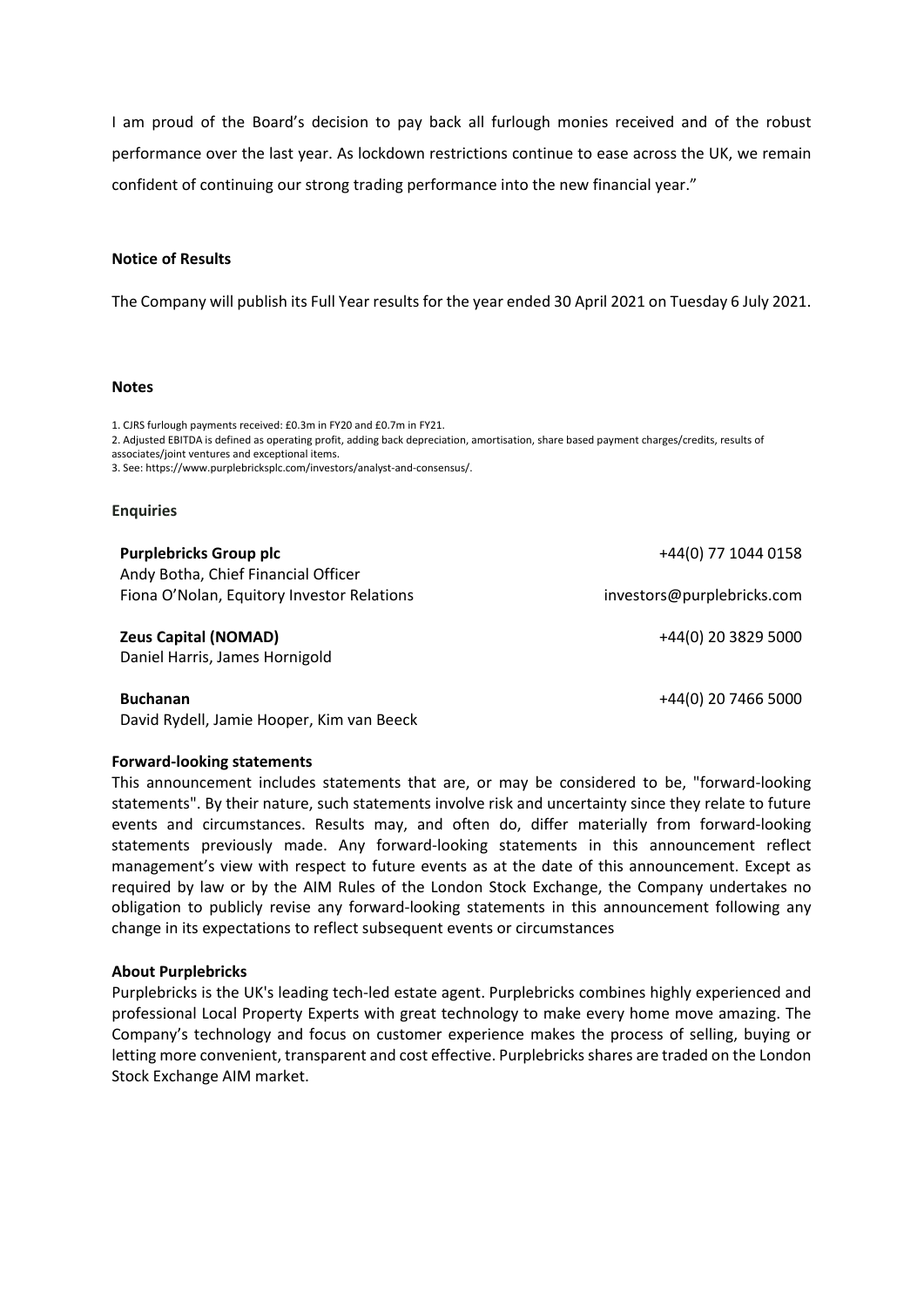I am proud of the Board's decision to pay back all furlough monies received and of the robust performance over the last year. As lockdown restrictions continue to ease across the UK, we remain confident of continuing our strong trading performance into the new financial year."

**Notice of Results**

The Company will publish its Full Year results for the year ended 30 April 2021 on Tuesday 6 July 2021.

**Notes**

1. CJRS furlough payments received: £0.3m in FY20 and £0.7m in FY21.
2. Adjusted EBITDA is defined as operating profit, adding back depreciation, amortisation, share based payment charges/credits, results of associates/joint ventures and exceptional items.
3. See: https://www.purplebricksplc.com/investors/analyst-and-consensus/.

**Enquiries**

| | |
|---|---|
| **Purplebricks Group plc** | +44(0) 77 1044 0158 |
| Andy Botha, Chief Financial Officer | |
| Fiona O'Nolan, Equitory Investor Relations | investors@purplebricks.com |
| **Zeus Capital (NOMAD)** | +44(0) 20 3829 5000 |
| Daniel Harris, James Hornigold | |
| **Buchanan** | +44(0) 20 7466 5000 |
| David Rydell, Jamie Hooper, Kim van Beeck | |

**Forward-looking statements**

This announcement includes statements that are, or may be considered to be, "forward-looking statements". By their nature, such statements involve risk and uncertainty since they relate to future events and circumstances. Results may, and often do, differ materially from forward-looking statements previously made. Any forward-looking statements in this announcement reflect management's view with respect to future events as at the date of this announcement. Except as required by law or by the AIM Rules of the London Stock Exchange, the Company undertakes no obligation to publicly revise any forward-looking statements in this announcement following any change in its expectations to reflect subsequent events or circumstances

**About Purplebricks**

Purplebricks is the UK's leading tech-led estate agent. Purplebricks combines highly experienced and professional Local Property Experts with great technology to make every home move amazing. The Company's technology and focus on customer experience makes the process of selling, buying or letting more convenient, transparent and cost effective. Purplebricks shares are traded on the London Stock Exchange AIM market.